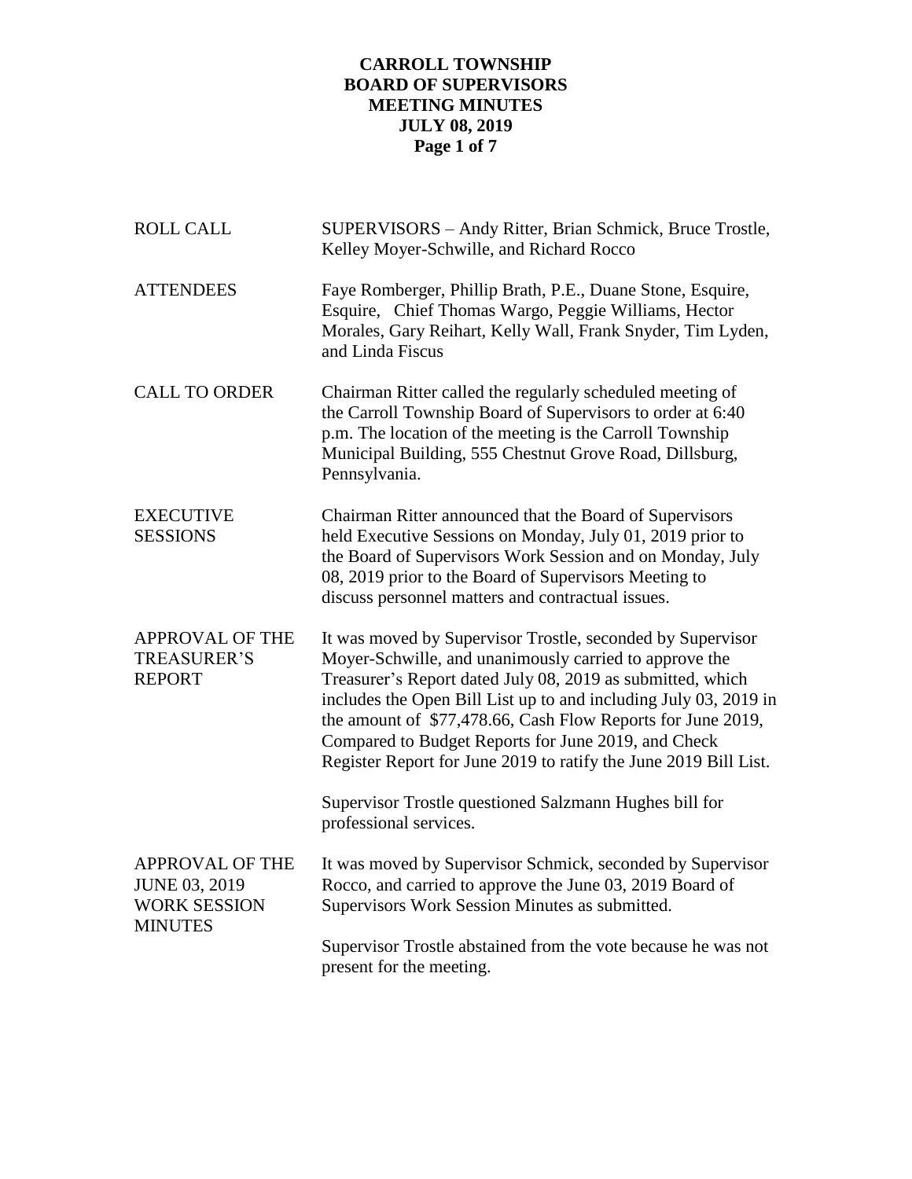# CARROLL TOWNSHIP
# BOARD OF SUPERVISORS
# MEETING MINUTES
# JULY 08, 2019

| | |
|---|---|
| ROLL CALL | SUPERVISORS – Andy Ritter, Brian Schmick, Bruce Trostle, Kelley Moyer-Schwille, and Richard Rocco |
| ATTENDEES | Faye Romberger, Phillip Brath, P.E., Duane Stone, Esquire, Esquire, Chief Thomas Wargo, Peggie Williams, Hector Morales, Gary Reihart, Kelly Wall, Frank Snyder, Tim Lyden, and Linda Fiscus |
| CALL TO ORDER | Chairman Ritter called the regularly scheduled meeting of the Carroll Township Board of Supervisors to order at 6:40 p.m. The location of the meeting is the Carroll Township Municipal Building, 555 Chestnut Grove Road, Dillsburg, Pennsylvania. |
| EXECUTIVE SESSIONS | Chairman Ritter announced that the Board of Supervisors held Executive Sessions on Monday, July 01, 2019 prior to the Board of Supervisors Work Session and on Monday, July 08, 2019 prior to the Board of Supervisors Meeting to discuss personnel matters and contractual issues. |
| APPROVAL OF THE TREASURER'S REPORT | It was moved by Supervisor Trostle, seconded by Supervisor Moyer-Schwille, and unanimously carried to approve the Treasurer's Report dated July 08, 2019 as submitted, which includes the Open Bill List up to and including July 03, 2019 in the amount of $77,478.66, Cash Flow Reports for June 2019, Compared to Budget Reports for June 2019, and Check Register Report for June 2019 to ratify the June 2019 Bill List.<br><br>Supervisor Trostle questioned Salzmann Hughes bill for professional services. |
| APPROVAL OF THE JUNE 03, 2019 WORK SESSION MINUTES | It was moved by Supervisor Schmick, seconded by Supervisor Rocco, and carried to approve the June 03, 2019 Board of Supervisors Work Session Minutes as submitted.<br><br>Supervisor Trostle abstained from the vote because he was not present for the meeting. |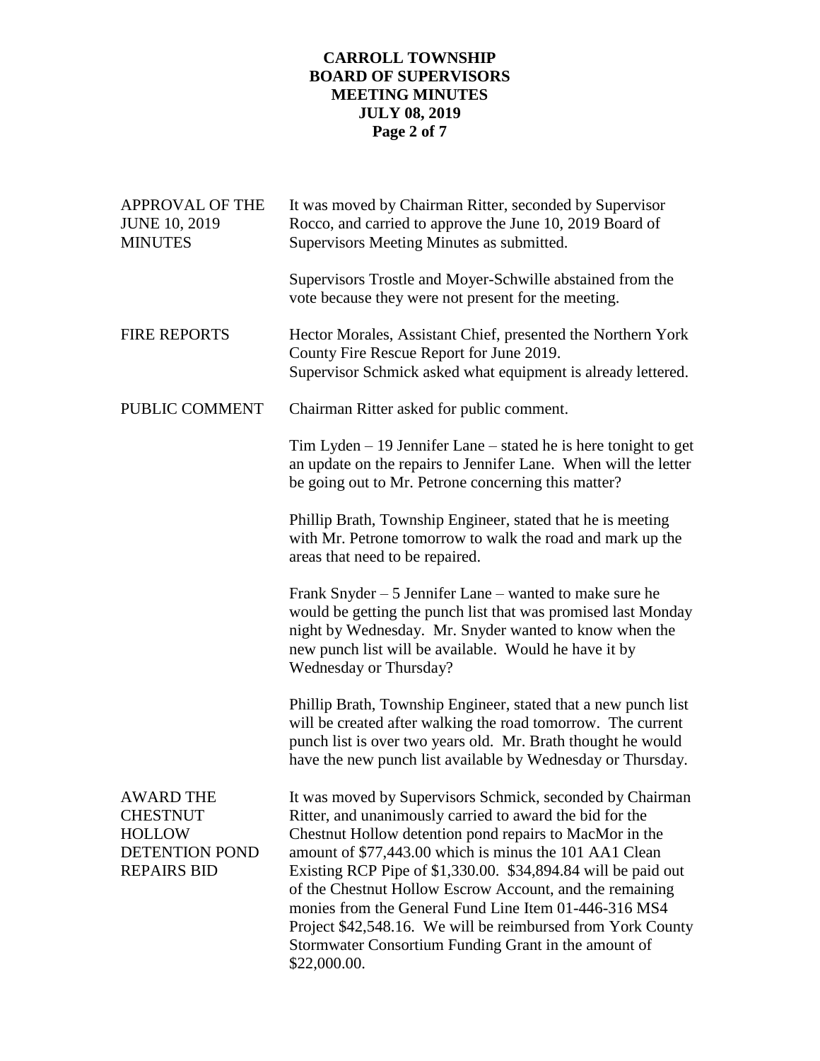**APPROVAL OF THE JUNE 10, 2019 MINUTES**

It was moved by Chairman Ritter, seconded by Supervisor Rocco, and carried to approve the June 10, 2019 Board of Supervisors Meeting Minutes as submitted.

Supervisors Trostle and Moyer-Schwille abstained from the vote because they were not present for the meeting.

**FIRE REPORTS**

Hector Morales, Assistant Chief, presented the Northern York County Fire Rescue Report for June 2019.
Supervisor Schmick asked what equipment is already lettered.

**PUBLIC COMMENT**

Chairman Ritter asked for public comment.

Tim Lyden – 19 Jennifer Lane – stated he is here tonight to get an update on the repairs to Jennifer Lane. When will the letter be going out to Mr. Petrone concerning this matter?

Phillip Brath, Township Engineer, stated that he is meeting with Mr. Petrone tomorrow to walk the road and mark up the areas that need to be repaired.

Frank Snyder – 5 Jennifer Lane – wanted to make sure he would be getting the punch list that was promised last Monday night by Wednesday. Mr. Snyder wanted to know when the new punch list will be available. Would he have it by Wednesday or Thursday?

Phillip Brath, Township Engineer, stated that a new punch list will be created after walking the road tomorrow. The current punch list is over two years old. Mr. Brath thought he would have the new punch list available by Wednesday or Thursday.

**AWARD THE CHESTNUT HOLLOW DETENTION POND REPAIRS BID**

It was moved by Supervisors Schmick, seconded by Chairman Ritter, and unanimously carried to award the bid for the Chestnut Hollow detention pond repairs to MacMor in the amount of $77,443.00 which is minus the 101 AA1 Clean Existing RCP Pipe of $1,330.00. $34,894.84 will be paid out of the Chestnut Hollow Escrow Account, and the remaining monies from the General Fund Line Item 01-446-316 MS4 Project $42,548.16. We will be reimbursed from York County Stormwater Consortium Funding Grant in the amount of $22,000.00.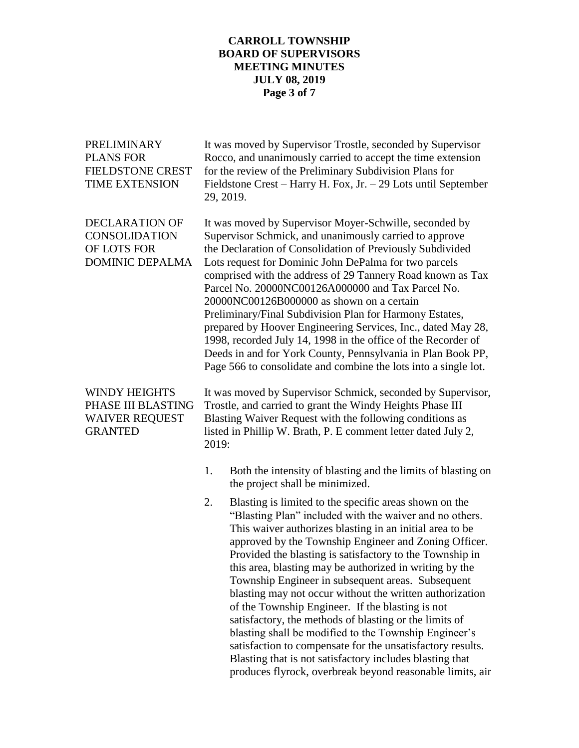**PRELIMINARY PLANS FOR FIELDSTONE CREST TIME EXTENSION**

It was moved by Supervisor Trostle, seconded by Supervisor Rocco, and unanimously carried to accept the time extension for the review of the Preliminary Subdivision Plans for Fieldstone Crest – Harry H. Fox, Jr. – 29 Lots until September 29, 2019.

**DECLARATION OF CONSOLIDATION OF LOTS FOR DOMINIC DEPALMA**

It was moved by Supervisor Moyer-Schwille, seconded by Supervisor Schmick, and unanimously carried to approve the Declaration of Consolidation of Previously Subdivided Lots request for Dominic John DePalma for two parcels comprised with the address of 29 Tannery Road known as Tax Parcel No. 20000NC00126A000000 and Tax Parcel No. 20000NC00126B000000 as shown on a certain Preliminary/Final Subdivision Plan for Harmony Estates, prepared by Hoover Engineering Services, Inc., dated May 28, 1998, recorded July 14, 1998 in the office of the Recorder of Deeds in and for York County, Pennsylvania in Plan Book PP, Page 566 to consolidate and combine the lots into a single lot.

**WINDY HEIGHTS PHASE III BLASTING WAIVER REQUEST GRANTED**

It was moved by Supervisor Schmick, seconded by Supervisor, Trostle, and carried to grant the Windy Heights Phase III Blasting Waiver Request with the following conditions as listed in Phillip W. Brath, P. E comment letter dated July 2, 2019:

1. Both the intensity of blasting and the limits of blasting on the project shall be minimized.
2. Blasting is limited to the specific areas shown on the "Blasting Plan" included with the waiver and no others. This waiver authorizes blasting in an initial area to be approved by the Township Engineer and Zoning Officer. Provided the blasting is satisfactory to the Township in this area, blasting may be authorized in writing by the Township Engineer in subsequent areas. Subsequent blasting may not occur without the written authorization of the Township Engineer. If the blasting is not satisfactory, the methods of blasting or the limits of blasting shall be modified to the Township Engineer's satisfaction to compensate for the unsatisfactory results. Blasting that is not satisfactory includes blasting that produces flyrock, overbreak beyond reasonable limits, air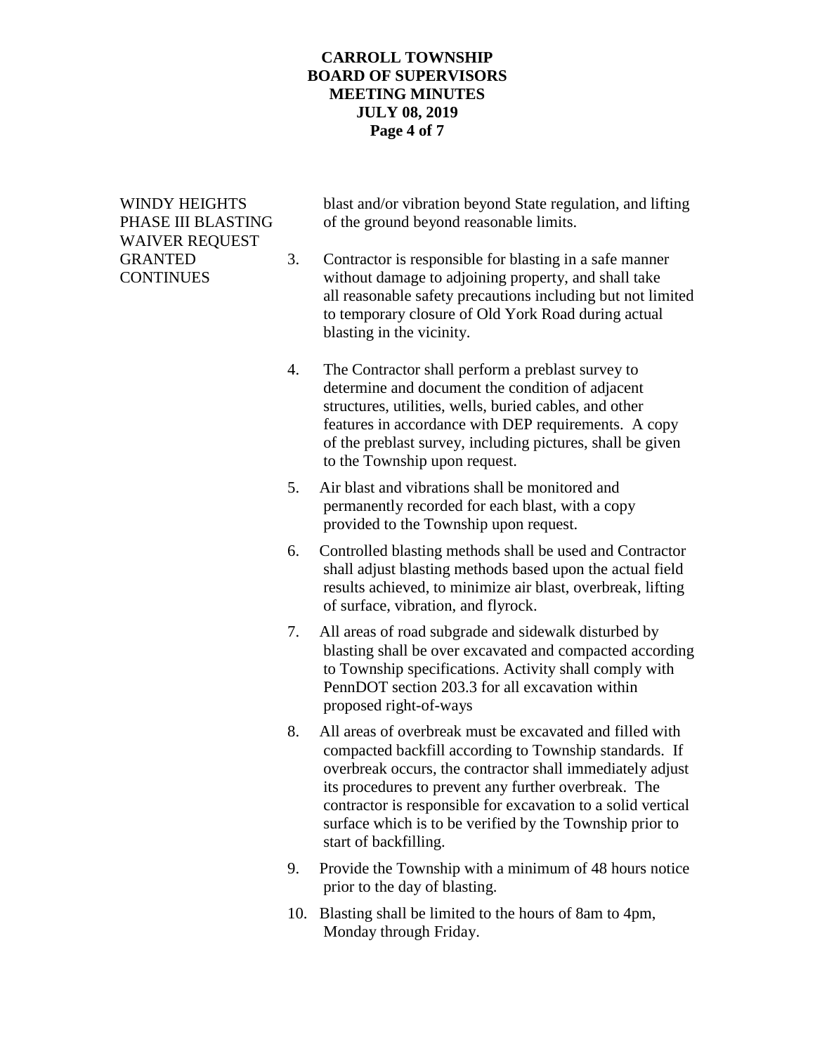WINDY HEIGHTS PHASE III BLASTING WAIVER REQUEST GRANTED CONTINUES

blast and/or vibration beyond State regulation, and lifting of the ground beyond reasonable limits.

3. Contractor is responsible for blasting in a safe manner without damage to adjoining property, and shall take all reasonable safety precautions including but not limited to temporary closure of Old York Road during actual blasting in the vicinity.

4. The Contractor shall perform a preblast survey to determine and document the condition of adjacent structures, utilities, wells, buried cables, and other features in accordance with DEP requirements. A copy of the preblast survey, including pictures, shall be given to the Township upon request.

5. Air blast and vibrations shall be monitored and permanently recorded for each blast, with a copy provided to the Township upon request.

6. Controlled blasting methods shall be used and Contractor shall adjust blasting methods based upon the actual field results achieved, to minimize air blast, overbreak, lifting of surface, vibration, and flyrock.

7. All areas of road subgrade and sidewalk disturbed by blasting shall be over excavated and compacted according to Township specifications. Activity shall comply with PennDOT section 203.3 for all excavation within proposed right-of-ways

8. All areas of overbreak must be excavated and filled with compacted backfill according to Township standards. If overbreak occurs, the contractor shall immediately adjust its procedures to prevent any further overbreak. The contractor is responsible for excavation to a solid vertical surface which is to be verified by the Township prior to start of backfilling.

9. Provide the Township with a minimum of 48 hours notice prior to the day of blasting.

10. Blasting shall be limited to the hours of 8am to 4pm, Monday through Friday.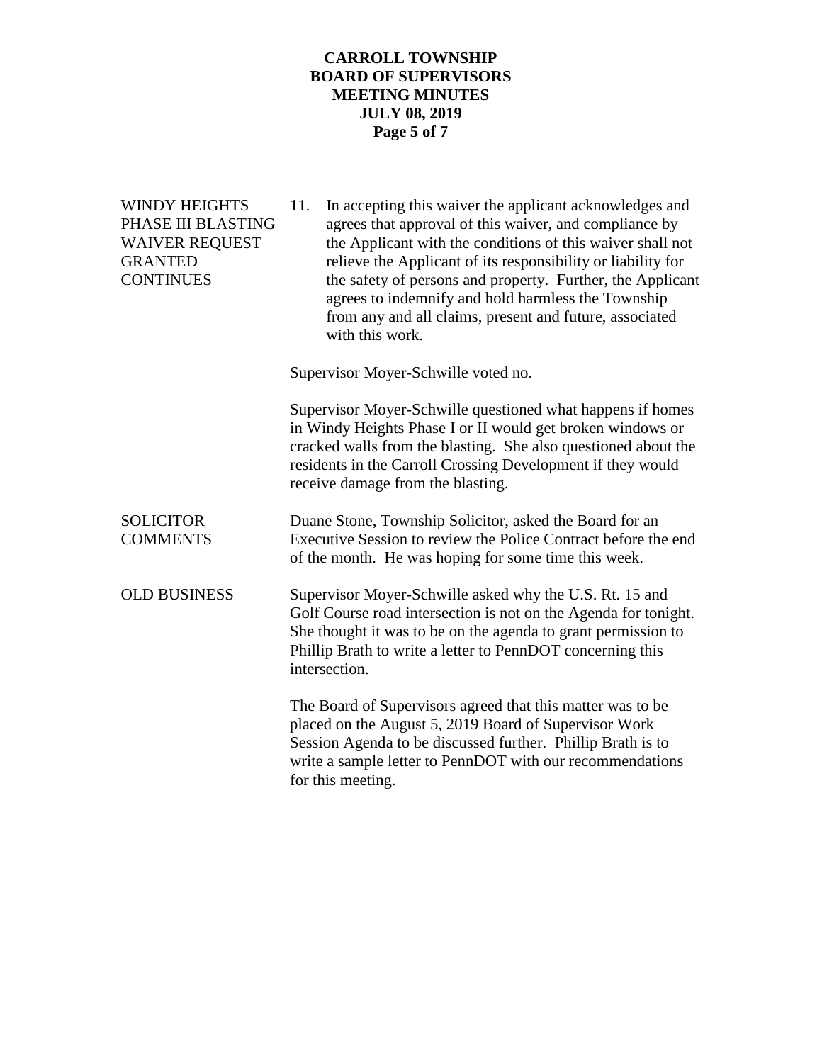**WINDY HEIGHTS PHASE III BLASTING WAIVER REQUEST GRANTED CONTINUES**

11. In accepting this waiver the applicant acknowledges and agrees that approval of this waiver, and compliance by the Applicant with the conditions of this waiver shall not relieve the Applicant of its responsibility or liability for the safety of persons and property. Further, the Applicant agrees to indemnify and hold harmless the Township from any and all claims, present and future, associated with this work.

Supervisor Moyer-Schwille voted no.

Supervisor Moyer-Schwille questioned what happens if homes in Windy Heights Phase I or II would get broken windows or cracked walls from the blasting. She also questioned about the residents in the Carroll Crossing Development if they would receive damage from the blasting.

**SOLICITOR COMMENTS**

Duane Stone, Township Solicitor, asked the Board for an Executive Session to review the Police Contract before the end of the month. He was hoping for some time this week.

**OLD BUSINESS**

Supervisor Moyer-Schwille asked why the U.S. Rt. 15 and Golf Course road intersection is not on the Agenda for tonight. She thought it was to be on the agenda to grant permission to Phillip Brath to write a letter to PennDOT concerning this intersection.

The Board of Supervisors agreed that this matter was to be placed on the August 5, 2019 Board of Supervisor Work Session Agenda to be discussed further. Phillip Brath is to write a sample letter to PennDOT with our recommendations for this meeting.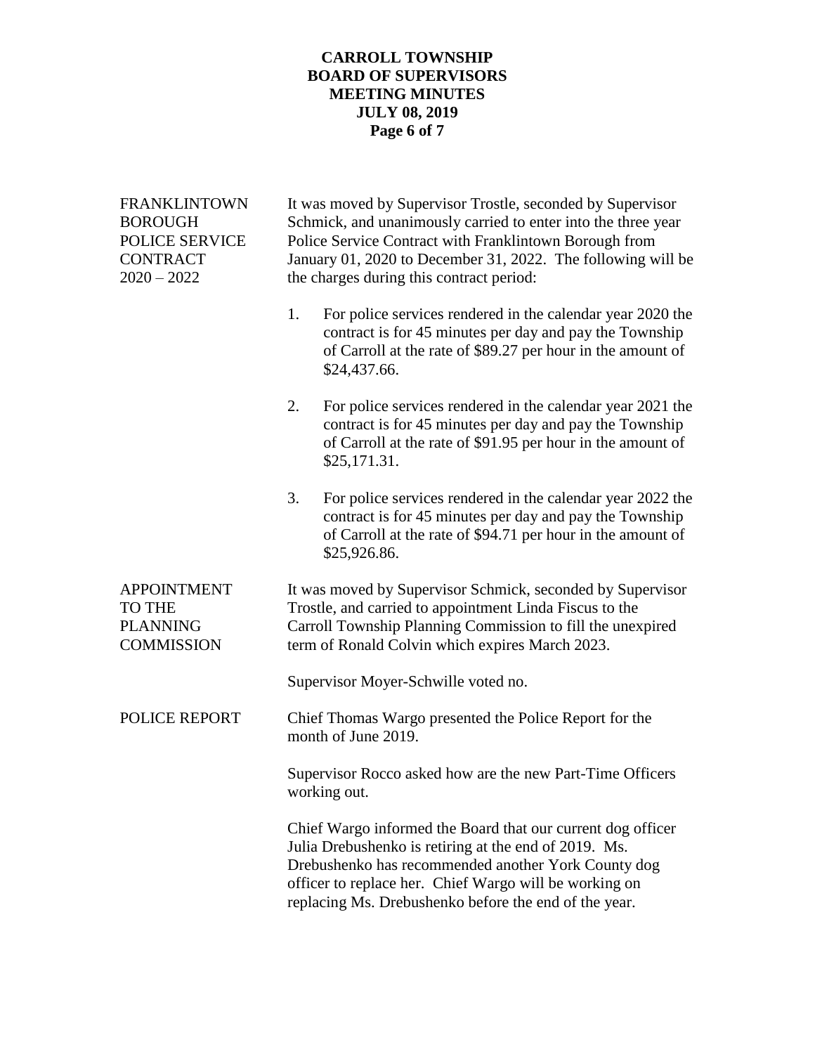**FRANKLINTOWN BOROUGH POLICE SERVICE CONTRACT 2020 – 2022**

It was moved by Supervisor Trostle, seconded by Supervisor Schmick, and unanimously carried to enter into the three year Police Service Contract with Franklintown Borough from January 01, 2020 to December 31, 2022. The following will be the charges during this contract period:

1. For police services rendered in the calendar year 2020 the contract is for 45 minutes per day and pay the Township of Carroll at the rate of $89.27 per hour in the amount of $24,437.66.

2. For police services rendered in the calendar year 2021 the contract is for 45 minutes per day and pay the Township of Carroll at the rate of $91.95 per hour in the amount of $25,171.31.

3. For police services rendered in the calendar year 2022 the contract is for 45 minutes per day and pay the Township of Carroll at the rate of $94.71 per hour in the amount of $25,926.86.

**APPOINTMENT TO THE PLANNING COMMISSION**

It was moved by Supervisor Schmick, seconded by Supervisor Trostle, and carried to appointment Linda Fiscus to the Carroll Township Planning Commission to fill the unexpired term of Ronald Colvin which expires March 2023.

Supervisor Moyer-Schwille voted no.

**POLICE REPORT**

Chief Thomas Wargo presented the Police Report for the month of June 2019.

Supervisor Rocco asked how are the new Part-Time Officers working out.

Chief Wargo informed the Board that our current dog officer Julia Drebushenko is retiring at the end of 2019. Ms. Drebushenko has recommended another York County dog officer to replace her. Chief Wargo will be working on replacing Ms. Drebushenko before the end of the year.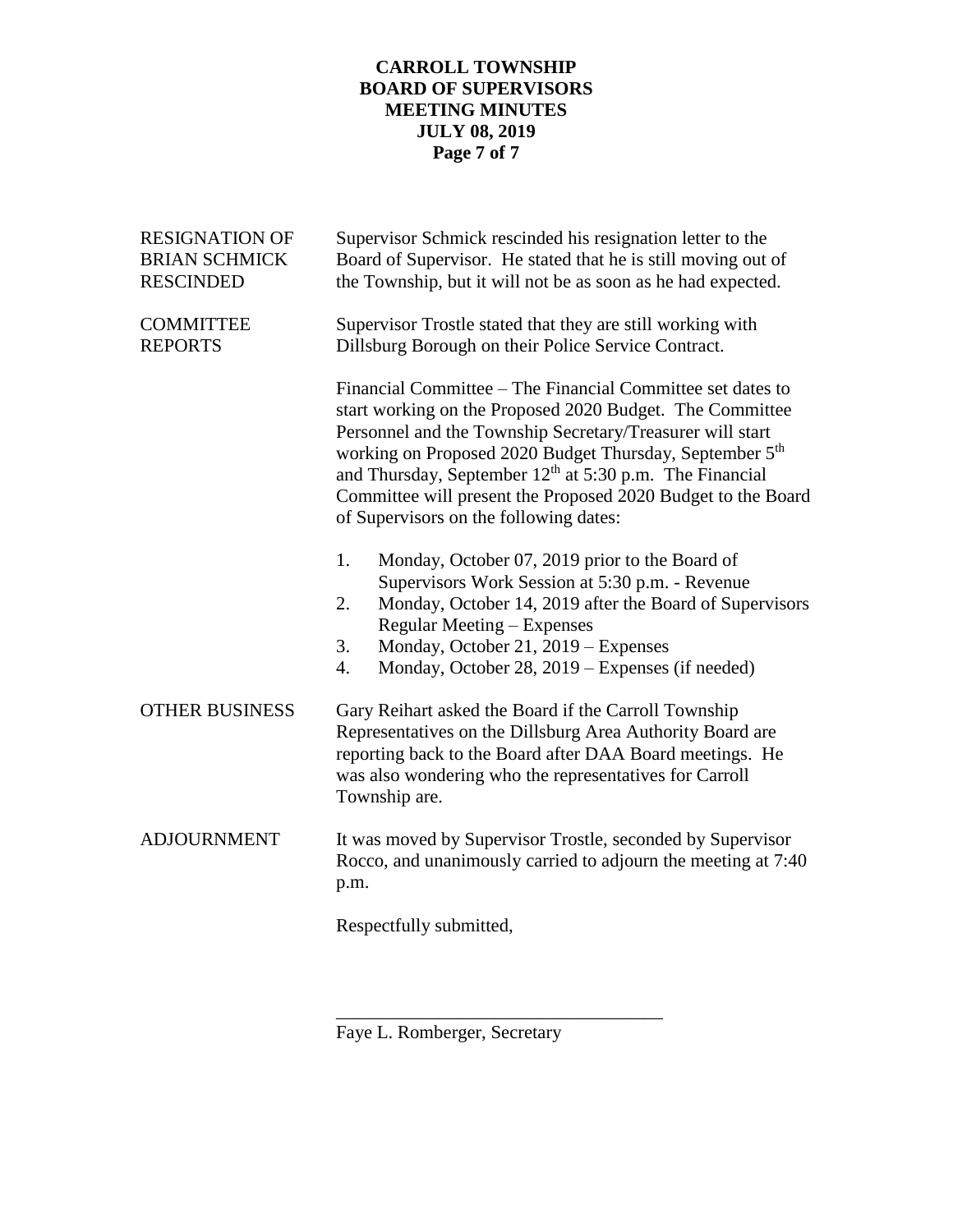**RESIGNATION OF BRIAN SCHMICK RESCINDED**

Supervisor Schmick rescinded his resignation letter to the Board of Supervisor. He stated that he is still moving out of the Township, but it will not be as soon as he had expected.

**COMMITTEE REPORTS**

Supervisor Trostle stated that they are still working with Dillsburg Borough on their Police Service Contract.

Financial Committee – The Financial Committee set dates to start working on the Proposed 2020 Budget. The Committee Personnel and the Township Secretary/Treasurer will start working on Proposed 2020 Budget Thursday, September 5th and Thursday, September 12th at 5:30 p.m. The Financial Committee will present the Proposed 2020 Budget to the Board of Supervisors on the following dates:

1. Monday, October 07, 2019 prior to the Board of Supervisors Work Session at 5:30 p.m. - Revenue
2. Monday, October 14, 2019 after the Board of Supervisors Regular Meeting – Expenses
3. Monday, October 21, 2019 – Expenses
4. Monday, October 28, 2019 – Expenses (if needed)

**OTHER BUSINESS**

Gary Reihart asked the Board if the Carroll Township Representatives on the Dillsburg Area Authority Board are reporting back to the Board after DAA Board meetings. He was also wondering who the representatives for Carroll Township are.

**ADJOURNMENT**

It was moved by Supervisor Trostle, seconded by Supervisor Rocco, and unanimously carried to adjourn the meeting at 7:40 p.m.

Respectfully submitted,

\_\_\_\_\_\_\_\_\_\_\_\_\_\_\_\_\_\_\_\_\_\_\_\_\_\_\_\_\_\_\_\_\_\_\_\_

Faye L. Romberger, Secretary